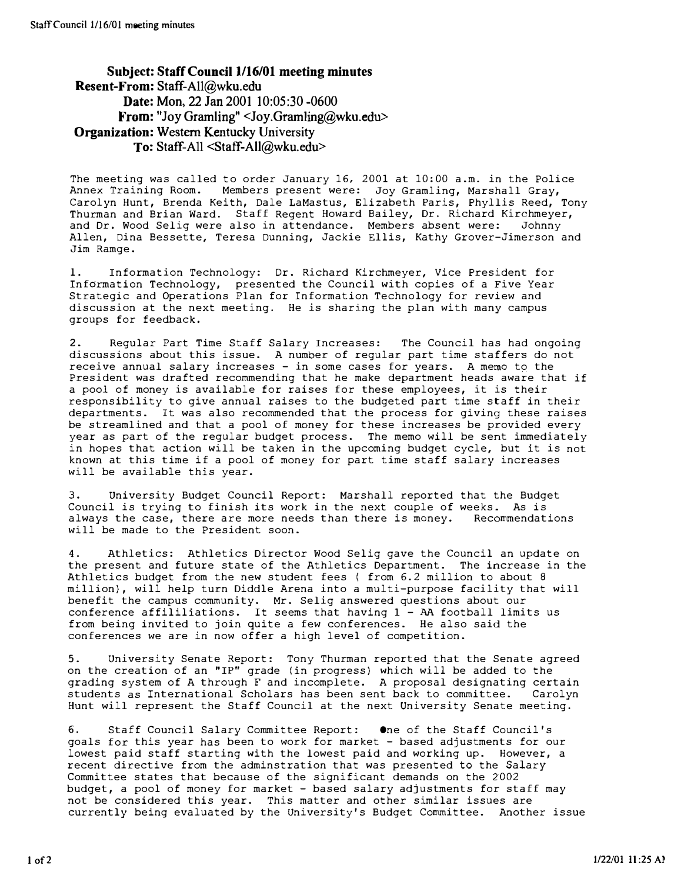**Subject:** Staff Council 1/16/01 meeting minutes
**Resent-From:** Staff-All@wku.edu
**Date:** Mon, 22 Jan 2001 10:05:30 -0600
**From:** "Joy Gramling" <Joy.Gramling@wku.edu>
**Organization:** Western Kentucky University
**To:** Staff-All <Staff-All@wku.edu>

The meeting was called to order January 16, 2001 at 10:00 a.m. in the Police Annex Training Room. Members present were: Joy Gramling, Marshall Gray, Carolyn Hunt, Brenda Keith, Dale LaMastus, Elizabeth Paris, Phyllis Reed, Tony Thurman and Brian Ward. Staff Regent Howard Bailey, Dr. Richard Kirchmeyer, and Dr. Wood Selig were also in attendance. Members absent were: Johnny Allen, Dina Bessette, Teresa Dunning, Jackie Ellis, Kathy Grover-Jimerson and Jim Ramge.

1. Information Technology: Dr. Richard Kirchmeyer, Vice President for Information Technology, presented the Council with copies of a Five Year Strategic and Operations Plan for Information Technology for review and discussion at the next meeting. He is sharing the plan with many campus groups for feedback.

2. Regular Part Time Staff Salary Increases: The Council has had ongoing discussions about this issue. A number of regular part time staffers do not receive annual salary increases - in some cases for years. A memo to the President was drafted recommending that he make department heads aware that if a pool of money is available for raises for these employees, it is their responsibility to give annual raises to the budgeted part time staff in their departments. It was also recommended that the process for giving these raises be streamlined and that a pool of money for these increases be provided every year as part of the regular budget process. The memo will be sent immediately in hopes that action will be taken in the upcoming budget cycle, but it is not known at this time if a pool of money for part time staff salary increases will be available this year.

3. University Budget Council Report: Marshall reported that the Budget Council is trying to finish its work in the next couple of weeks. As is always the case, there are more needs than there is money. Recommendations will be made to the President soon.

4. Athletics: Athletics Director Wood Selig gave the Council an update on the present and future state of the Athletics Department. The increase in the Athletics budget from the new student fees ( from 6.2 million to about 8 million), will help turn Diddle Arena into a multi-purpose facility that will benefit the campus community. Mr. Selig answered questions about our conference affililiations. It seems that having 1 - AA football limits us from being invited to join quite a few conferences. He also said the conferences we are in now offer a high level of competition.

5. University Senate Report: Tony Thurman reported that the Senate agreed on the creation of an "IP" grade (in progress) which will be added to the grading system of A through F and incomplete. A proposal designating certain students as International Scholars has been sent back to committee. Carolyn Hunt will represent the Staff Council at the next University Senate meeting.

6. Staff Council Salary Committee Report: One of the Staff Council's goals for this year has been to work for market - based adjustments for our lowest paid staff starting with the lowest paid and working up. However, a recent directive from the adminstration that was presented to the Salary Committee states that because of the significant demands on the 2002 budget, a pool of money for market - based salary adjustments for staff may not be considered this year. This matter and other similar issues are currently being evaluated by the University's Budget Committee. Another issue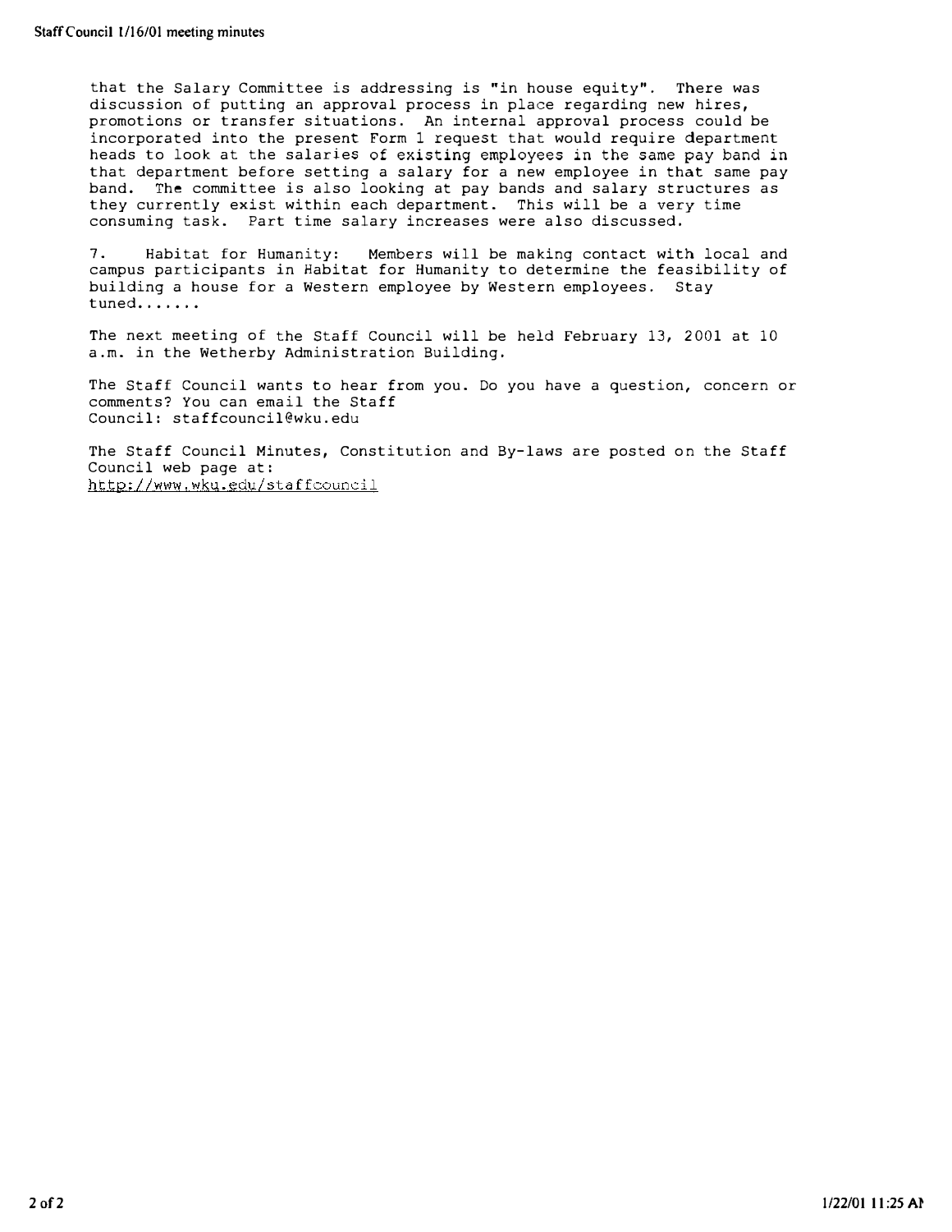that the Salary Committee is addressing is "in house equity". There was discussion of putting an approval process in place regarding new hires, promotions or transfer situations. An internal approval process could be incorporated into the present Form 1 request that would require department heads to look at the salaries of existing employees in the same pay band in that department before setting a salary for a new employee in that same pay band. The committee is also looking at pay bands and salary structures as they currently exist within each department. This will be a very time consuming task. Part time salary increases were also discussed.

7. Habitat for Humanity: Members will be making contact with local and campus participants in Habitat for Humanity to determine the feasibility of building a house for a Western employee by Western employees. Stay tuned.......

The next meeting of the Staff Council will be held February 13, 2001 at 10 a.m. in the Wetherby Administration Building.

The Staff Council wants to hear from you. Do you have a question, concern or comments? You can email the Staff Council: staffcouncil@wku.edu

The Staff Council Minutes, Constitution and By-laws are posted on the Staff Council web page at:
http://www.wku.edu/staffcouncil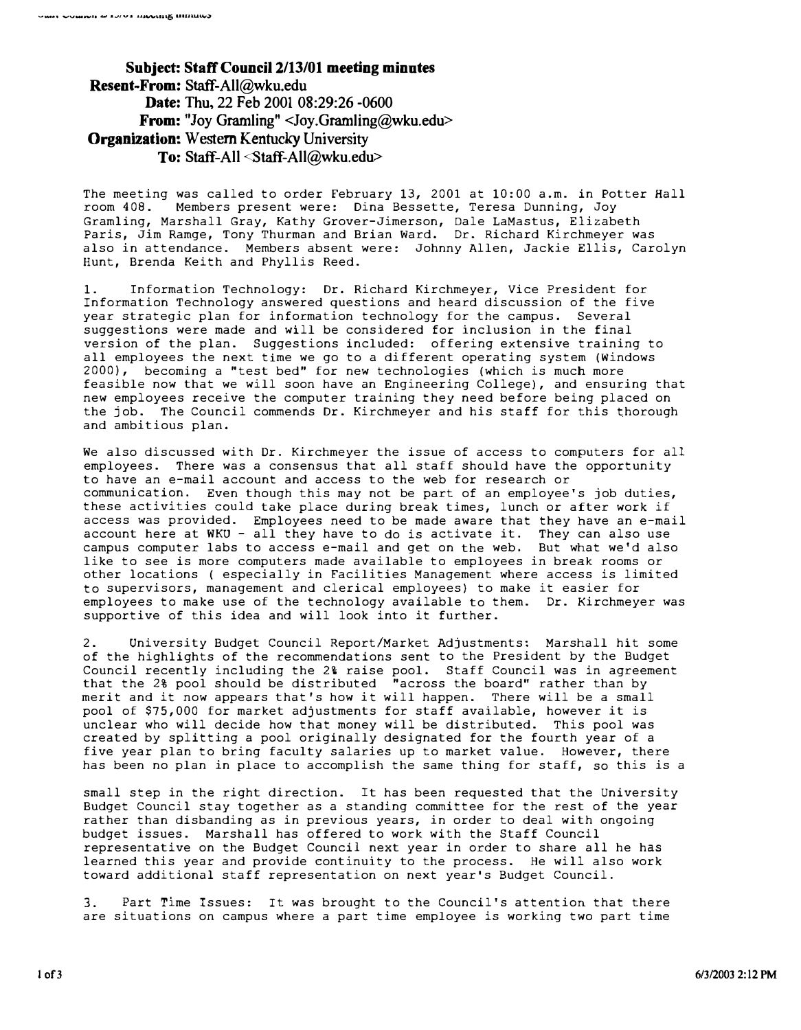**Subject:** Staff Council 2/13/01 meeting minutes
**Resent-From:** Staff-All@wku.edu
**Date:** Thu, 22 Feb 2001 08:29:26 -0600
**From:** "Joy Gramling" <Joy.Gramling@wku.edu>
**Organization:** Western Kentucky University
**To:** Staff-All <Staff-All@wku.edu>

The meeting was called to order February 13, 2001 at 10:00 a.m. in Potter Hall room 408. Members present were: Dina Bessette, Teresa Dunning, Joy Gramling, Marshall Gray, Kathy Grover-Jimerson, Dale LaMastus, Elizabeth Paris, Jim Ramge, Tony Thurman and Brian Ward. Dr. Richard Kirchmeyer was also in attendance. Members absent were: Johnny Allen, Jackie Ellis, Carolyn Hunt, Brenda Keith and Phyllis Reed.

1. Information Technology: Dr. Richard Kirchmeyer, Vice President for Information Technology answered questions and heard discussion of the five year strategic plan for information technology for the campus. Several suggestions were made and will be considered for inclusion in the final version of the plan. Suggestions included: offering extensive training to all employees the next time we go to a different operating system (Windows 2000), becoming a "test bed" for new technologies (which is much more feasible now that we will soon have an Engineering College), and ensuring that new employees receive the computer training they need before being placed on the job. The Council commends Dr. Kirchmeyer and his staff for this thorough and ambitious plan.

We also discussed with Dr. Kirchmeyer the issue of access to computers for all employees. There was a consensus that all staff should have the opportunity to have an e-mail account and access to the web for research or communication. Even though this may not be part of an employee's job duties, these activities could take place during break times, lunch or after work if access was provided. Employees need to be made aware that they have an e-mail account here at WKU - all they have to do is activate it. They can also use campus computer labs to access e-mail and get on the web. But what we'd also like to see is more computers made available to employees in break rooms or other locations ( especially in Facilities Management where access is limited to supervisors, management and clerical employees) to make it easier for employees to make use of the technology available to them. Dr. Kirchmeyer was supportive of this idea and will look into it further.

2. University Budget Council Report/Market Adjustments: Marshall hit some of the highlights of the recommendations sent to the President by the Budget Council recently including the 2% raise pool. Staff Council was in agreement that the 2% pool should be distributed "across the board" rather than by merit and it now appears that's how it will happen. There will be a small pool of $75,000 for market adjustments for staff available, however it is unclear who will decide how that money will be distributed. This pool was created by splitting a pool originally designated for the fourth year of a five year plan to bring faculty salaries up to market value. However, there has been no plan in place to accomplish the same thing for staff, so this is a small step in the right direction. It has been requested that the University Budget Council stay together as a standing committee for the rest of the year rather than disbanding as in previous years, in order to deal with ongoing budget issues. Marshall has offered to work with the Staff Council representative on the Budget Council next year in order to share all he has learned this year and provide continuity to the process. He will also work toward additional staff representation on next year's Budget Council.

3. Part Time Issues: It was brought to the Council's attention that there are situations on campus where a part time employee is working two part time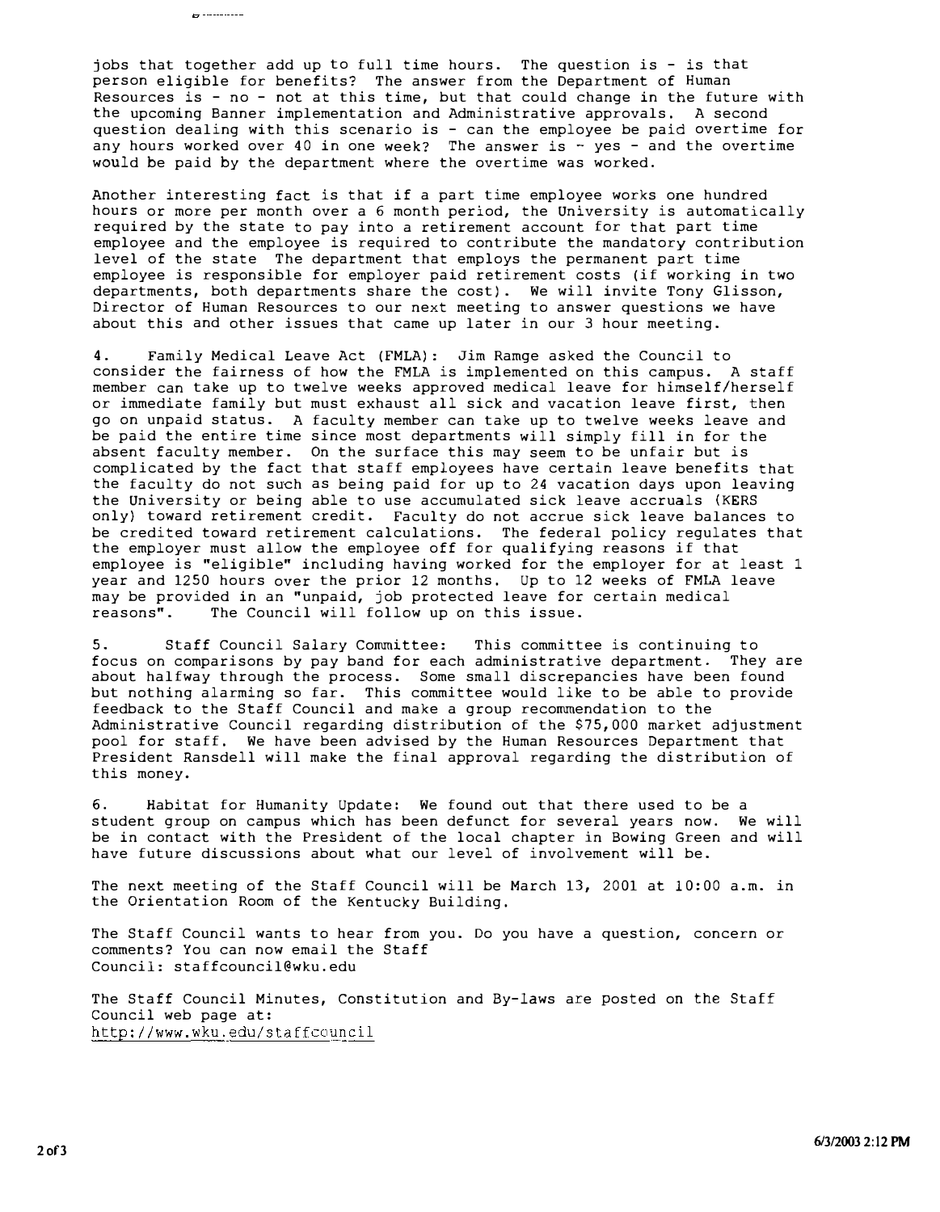jobs that together add up to full time hours. The question is - is that person eligible for benefits? The answer from the Department of Human Resources is - no - not at this time, but that could change in the future with the upcoming Banner implementation and Administrative approvals. A second question dealing with this scenario is - can the employee be paid overtime for any hours worked over 40 in one week? The answer is - yes - and the overtime would be paid by the department where the overtime was worked.

Another interesting fact is that if a part time employee works one hundred hours or more per month over a 6 month period, the University is automatically required by the state to pay into a retirement account for that part time employee and the employee is required to contribute the mandatory contribution level of the state The department that employs the permanent part time employee is responsible for employer paid retirement costs (if working in two departments, both departments share the cost). We will invite Tony Glisson, Director of Human Resources to our next meeting to answer questions we have about this and other issues that came up later in our 3 hour meeting.

4. Family Medical Leave Act (FMLA): Jim Ramge asked the Council to consider the fairness of how the FMLA is implemented on this campus. A staff member can take up to twelve weeks approved medical leave for himself/herself or immediate family but must exhaust all sick and vacation leave first, then go on unpaid status. A faculty member can take up to twelve weeks leave and be paid the entire time since most departments will simply fill in for the absent faculty member. On the surface this may seem to be unfair but is complicated by the fact that staff employees have certain leave benefits that the faculty do not such as being paid for up to 24 vacation days upon leaving the University or being able to use accumulated sick leave accruals (KERS only) toward retirement credit. Faculty do not accrue sick leave balances to be credited toward retirement calculations. The federal policy regulates that the employer must allow the employee off for qualifying reasons if that employee is "eligible" including having worked for the employer for at least 1 year and 1250 hours over the prior 12 months. Up to 12 weeks of FMLA leave may be provided in an "unpaid, job protected leave for certain medical reasons". The Council will follow up on this issue.

5. Staff Council Salary Committee: This committee is continuing to focus on comparisons by pay band for each administrative department. They are about halfway through the process. Some small discrepancies have been found but nothing alarming so far. This committee would like to be able to provide feedback to the Staff Council and make a group recommendation to the Administrative Council regarding distribution of the $75,000 market adjustment pool for staff. We have been advised by the Human Resources Department that President Ransdell will make the final approval regarding the distribution of this money.

6. Habitat for Humanity Update: We found out that there used to be a student group on campus which has been defunct for several years now. We will be in contact with the President of the local chapter in Bowing Green and will have future discussions about what our level of involvement will be.

The next meeting of the Staff Council will be March 13, 2001 at 10:00 a.m. in the Orientation Room of the Kentucky Building.

The Staff Council wants to hear from you. Do you have a question, concern or comments? You can now email the Staff Council: staffcouncil@wku.edu

The Staff Council Minutes, Constitution and By-laws are posted on the Staff Council web page at:
http://www.wku.edu/staffcouncil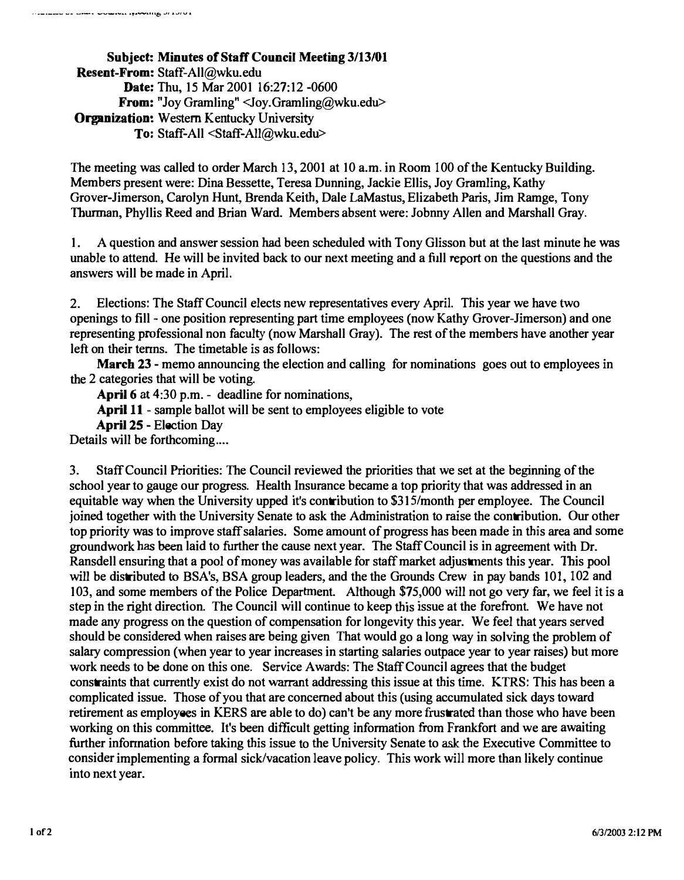**Subject:** Minutes of Staff Council Meeting 3/13/01
**Resent-From:** Staff-All@wku.edu
**Date:** Thu, 15 Mar 2001 16:27:12 -0600
**From:** "Joy Gramling" <Joy.Gramling@wku.edu>
**Organization:** Western Kentucky University
**To:** Staff-All <Staff-All@wku.edu>

The meeting was called to order March 13, 2001 at 10 a.m. in Room 100 of the Kentucky Building. Members present were: Dina Bessette, Teresa Dunning, Jackie Ellis, Joy Gramling, Kathy Grover-Jimerson, Carolyn Hunt, Brenda Keith, Dale LaMastus, Elizabeth Paris, Jim Ramge, Tony Thurman, Phyllis Reed and Brian Ward. Members absent were: Johnny Allen and Marshall Gray.

1. A question and answer session had been scheduled with Tony Glisson but at the last minute he was unable to attend. He will be invited back to our next meeting and a full report on the questions and the answers will be made in April.

2. Elections: The Staff Council elects new representatives every April. This year we have two openings to fill - one position representing part time employees (now Kathy Grover-Jimerson) and one representing professional non faculty (now Marshall Gray). The rest of the members have another year left on their terms. The timetable is as follows:

**March 23** - memo announcing the election and calling for nominations goes out to employees in the 2 categories that will be voting.
**April 6** at 4:30 p.m. - deadline for nominations,
**April 11** - sample ballot will be sent to employees eligible to vote
**April 25** - Election Day

Details will be forthcoming....

3. Staff Council Priorities: The Council reviewed the priorities that we set at the beginning of the school year to gauge our progress. Health Insurance became a top priority that was addressed in an equitable way when the University upped it's contribution to $315/month per employee. The Council joined together with the University Senate to ask the Administration to raise the contribution. Our other top priority was to improve staff salaries. Some amount of progress has been made in this area and some groundwork has been laid to further the cause next year. The Staff Council is in agreement with Dr. Ransdell ensuring that a pool of money was available for staff market adjustments this year. This pool will be distributed to BSA's, BSA group leaders, and the the Grounds Crew in pay bands 101, 102 and 103, and some members of the Police Department. Although $75,000 will not go very far, we feel it is a step in the right direction. The Council will continue to keep this issue at the forefront. We have not made any progress on the question of compensation for longevity this year. We feel that years served should be considered when raises are being given That would go a long way in solving the problem of salary compression (when year to year increases in starting salaries outpace year to year raises) but more work needs to be done on this one. Service Awards: The Staff Council agrees that the budget constraints that currently exist do not warrant addressing this issue at this time. KTRS: This has been a complicated issue. Those of you that are concerned about this (using accumulated sick days toward retirement as employees in KERS are able to do) can't be any more frustrated than those who have been working on this committee. It's been difficult getting information from Frankfort and we are awaiting further information before taking this issue to the University Senate to ask the Executive Committee to consider implementing a formal sick/vacation leave policy. This work will more than likely continue into next year.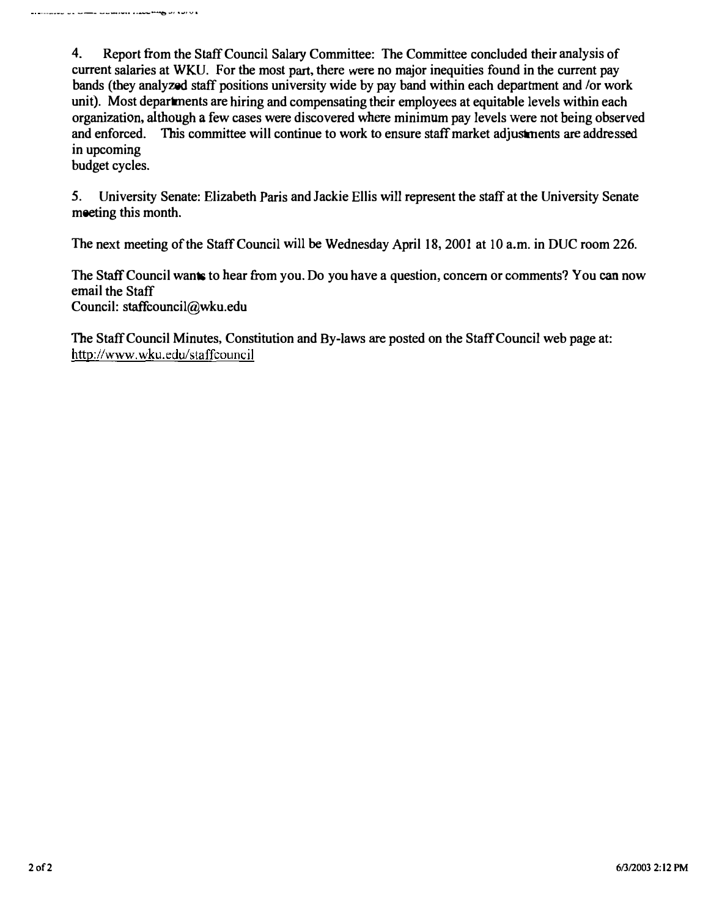4. Report from the Staff Council Salary Committee: The Committee concluded their analysis of current salaries at WKU. For the most part, there were no major inequities found in the current pay bands (they analyzed staff positions university wide by pay band within each department and /or work unit). Most departments are hiring and compensating their employees at equitable levels within each organization, although a few cases were discovered where minimum pay levels were not being observed and enforced. This committee will continue to work to ensure staff market adjustments are addressed in upcoming budget cycles.

5. University Senate: Elizabeth Paris and Jackie Ellis will represent the staff at the University Senate meeting this month.

The next meeting of the Staff Council will be Wednesday April 18, 2001 at 10 a.m. in DUC room 226.

The Staff Council wants to hear from you. Do you have a question, concern or comments? You can now email the Staff Council: staffcouncil@wku.edu

The Staff Council Minutes, Constitution and By-laws are posted on the Staff Council web page at: http://www.wku.edu/staffcouncil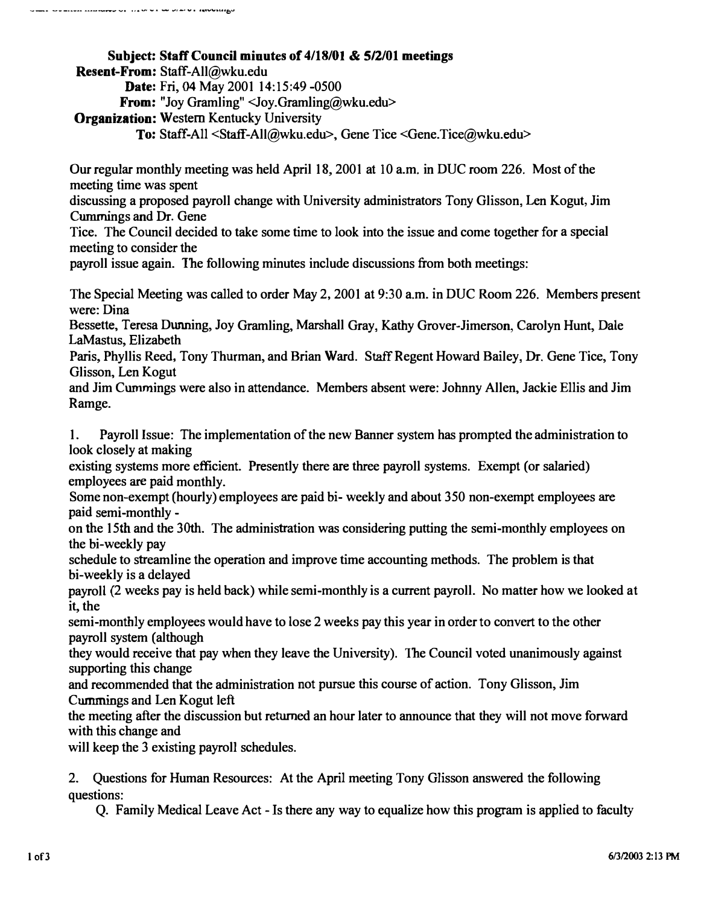**Subject:** Staff Council minutes of 4/18/01 & 5/2/01 meetings
**Resent-From:** Staff-All@wku.edu
**Date:** Fri, 04 May 2001 14:15:49 -0500
**From:** "Joy Gramling" <Joy.Gramling@wku.edu>
**Organization:** Western Kentucky University
**To:** Staff-All <Staff-All@wku.edu>, Gene Tice <Gene.Tice@wku.edu>

Our regular monthly meeting was held April 18, 2001 at 10 a.m. in DUC room 226. Most of the meeting time was spent discussing a proposed payroll change with University administrators Tony Glisson, Len Kogut, Jim Cummings and Dr. Gene Tice. The Council decided to take some time to look into the issue and come together for a special meeting to consider the payroll issue again. The following minutes include discussions from both meetings:

The Special Meeting was called to order May 2, 2001 at 9:30 a.m. in DUC Room 226. Members present were: Dina Bessette, Teresa Dunning, Joy Gramling, Marshall Gray, Kathy Grover-Jimerson, Carolyn Hunt, Dale LaMastus, Elizabeth Paris, Phyllis Reed, Tony Thurman, and Brian Ward. Staff Regent Howard Bailey, Dr. Gene Tice, Tony Glisson, Len Kogut and Jim Cummings were also in attendance. Members absent were: Johnny Allen, Jackie Ellis and Jim Ramge.

1. Payroll Issue: The implementation of the new Banner system has prompted the administration to look closely at making existing systems more efficient. Presently there are three payroll systems. Exempt (or salaried) employees are paid monthly. Some non-exempt (hourly) employees are paid bi- weekly and about 350 non-exempt employees are paid semi-monthly - on the 15th and the 30th. The administration was considering putting the semi-monthly employees on the bi-weekly pay schedule to streamline the operation and improve time accounting methods. The problem is that bi-weekly is a delayed payroll (2 weeks pay is held back) while semi-monthly is a current payroll. No matter how we looked at it, the semi-monthly employees would have to lose 2 weeks pay this year in order to convert to the other payroll system (although they would receive that pay when they leave the University). The Council voted unanimously against supporting this change and recommended that the administration not pursue this course of action. Tony Glisson, Jim Cummings and Len Kogut left the meeting after the discussion but returned an hour later to announce that they will not move forward with this change and will keep the 3 existing payroll schedules.

2. Questions for Human Resources: At the April meeting Tony Glisson answered the following questions:

Q. Family Medical Leave Act - Is there any way to equalize how this program is applied to faculty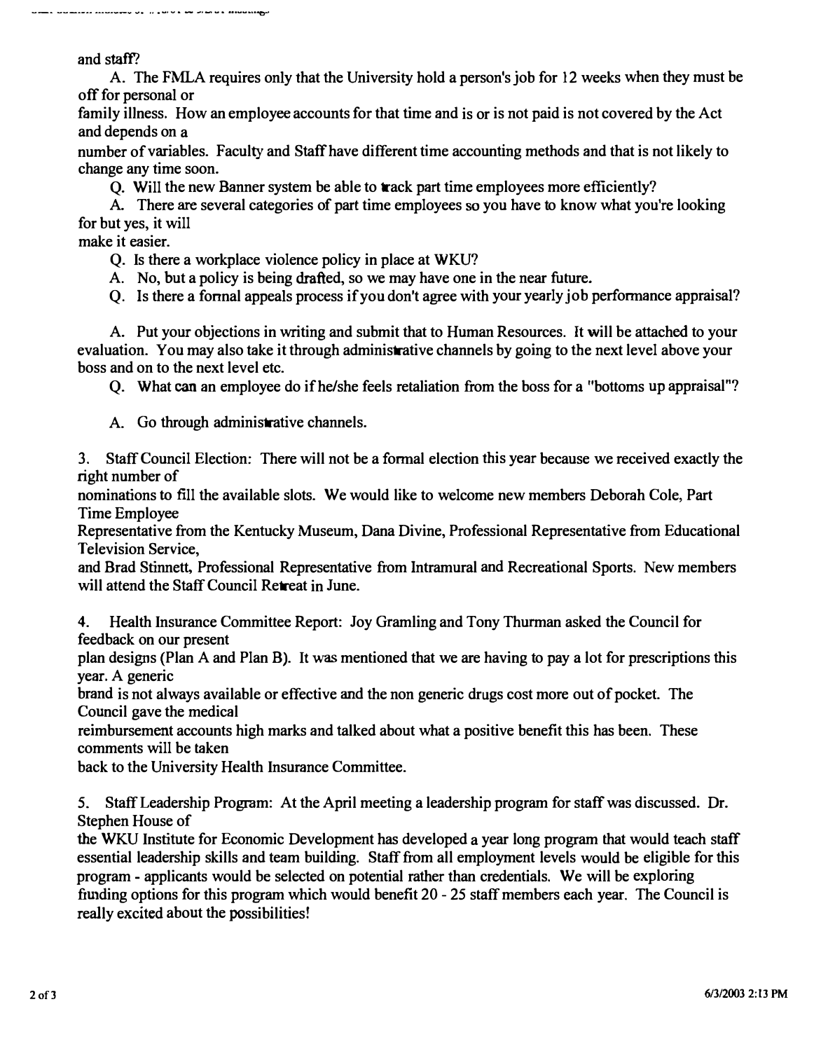and staff?

A. The FMLA requires only that the University hold a person's job for 12 weeks when they must be off for personal or family illness. How an employee accounts for that time and is or is not paid is not covered by the Act and depends on a number of variables. Faculty and Staff have different time accounting methods and that is not likely to change any time soon.

Q. Will the new Banner system be able to track part time employees more efficiently?

A. There are several categories of part time employees so you have to know what you're looking for but yes, it will make it easier.

Q. Is there a workplace violence policy in place at WKU?

A. No, but a policy is being drafted, so we may have one in the near future.

Q. Is there a formal appeals process if you don't agree with your yearly job performance appraisal?

A. Put your objections in writing and submit that to Human Resources. It will be attached to your evaluation. You may also take it through administrative channels by going to the next level above your boss and on to the next level etc.

Q. What can an employee do if he/she feels retaliation from the boss for a "bottoms up appraisal"?

A. Go through administrative channels.

3. Staff Council Election: There will not be a formal election this year because we received exactly the right number of nominations to fill the available slots. We would like to welcome new members Deborah Cole, Part Time Employee Representative from the Kentucky Museum, Dana Divine, Professional Representative from Educational Television Service, and Brad Stinnett, Professional Representative from Intramural and Recreational Sports. New members will attend the Staff Council Retreat in June.

4. Health Insurance Committee Report: Joy Gramling and Tony Thurman asked the Council for feedback on our present plan designs (Plan A and Plan B). It was mentioned that we are having to pay a lot for prescriptions this year. A generic brand is not always available or effective and the non generic drugs cost more out of pocket. The Council gave the medical reimbursement accounts high marks and talked about what a positive benefit this has been. These comments will be taken back to the University Health Insurance Committee.

5. Staff Leadership Program: At the April meeting a leadership program for staff was discussed. Dr. Stephen House of the WKU Institute for Economic Development has developed a year long program that would teach staff essential leadership skills and team building. Staff from all employment levels would be eligible for this program - applicants would be selected on potential rather than credentials. We will be exploring funding options for this program which would benefit 20 - 25 staff members each year. The Council is really excited about the possibilities!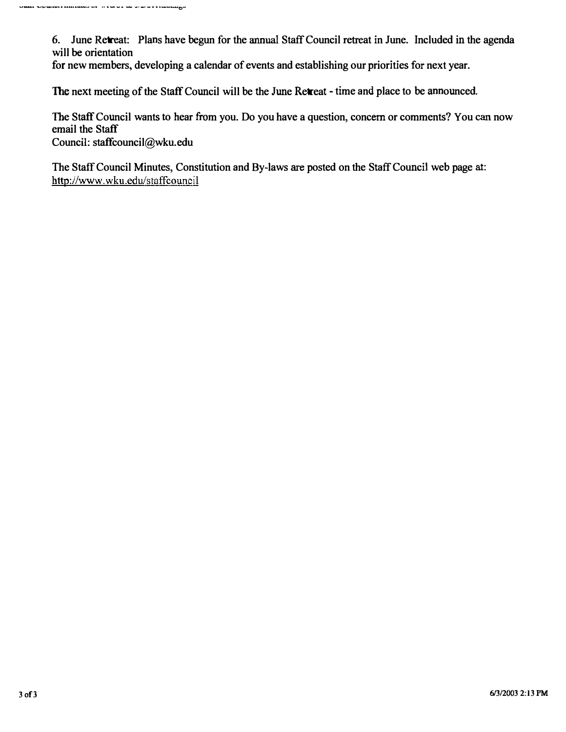6. June Retreat: Plans have begun for the annual Staff Council retreat in June. Included in the agenda will be orientation
for new members, developing a calendar of events and establishing our priorities for next year.

The next meeting of the Staff Council will be the June Retreat - time and place to be announced.

The Staff Council wants to hear from you. Do you have a question, concern or comments? You can now email the Staff
Council: staffcouncil@wku.edu

The Staff Council Minutes, Constitution and By-laws are posted on the Staff Council web page at:
http://www.wku.edu/staffcouncil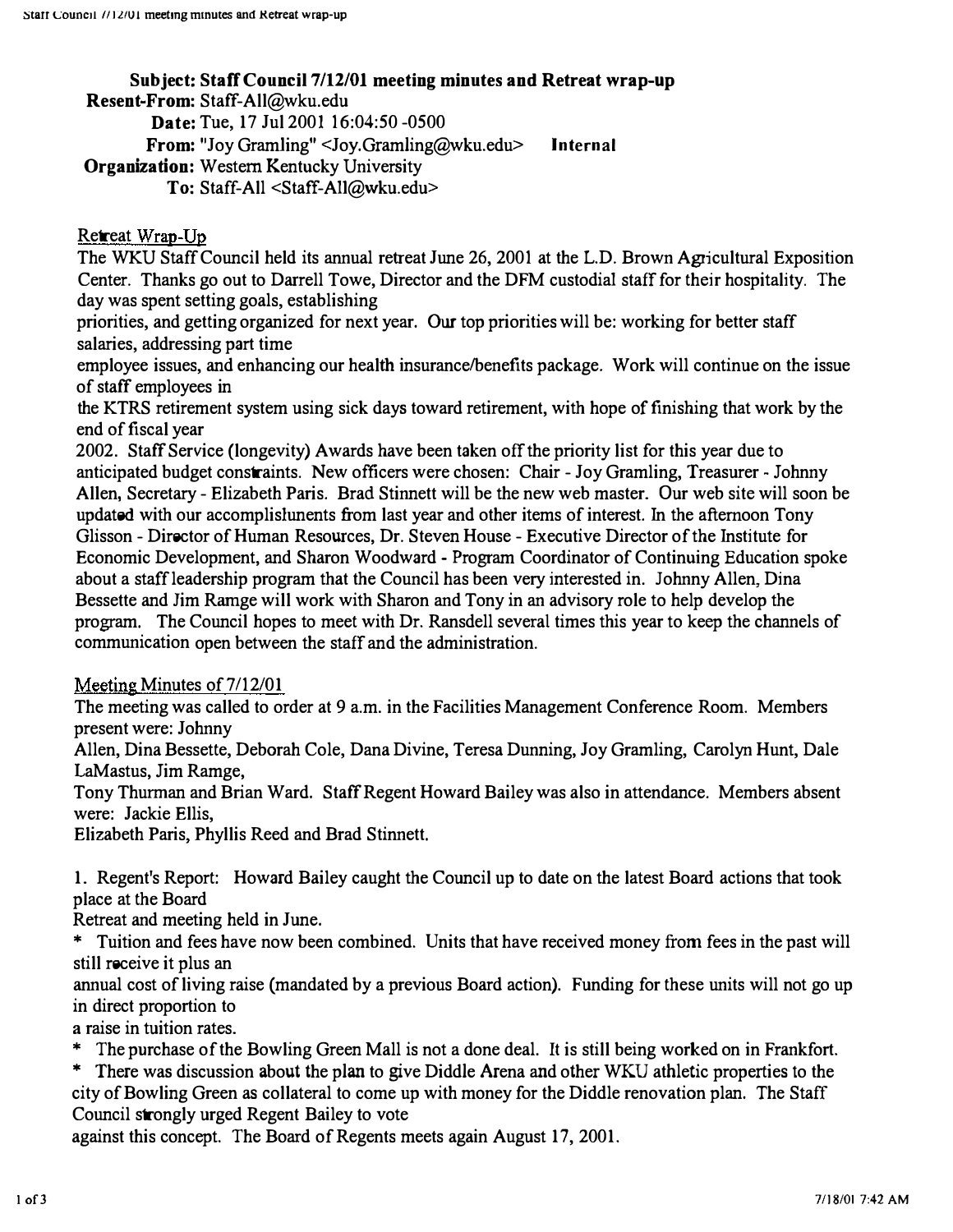**Subject: Staff Council 7/12/01 meeting minutes and Retreat wrap-up**
**Resent-From:** Staff-All@wku.edu
**Date:** Tue, 17 Jul 2001 16:04:50 -0500
**From:** "Joy Gramling" <Joy.Gramling@wku.edu> **Internal**
**Organization:** Western Kentucky University
**To:** Staff-All <Staff-All@wku.edu>

Retreat Wrap-Up

The WKU Staff Council held its annual retreat June 26, 2001 at the L.D. Brown Agricultural Exposition Center. Thanks go out to Darrell Towe, Director and the DFM custodial staff for their hospitality. The day was spent setting goals, establishing priorities, and getting organized for next year. Our top priorities will be: working for better staff salaries, addressing part time employee issues, and enhancing our health insurance/benefits package. Work will continue on the issue of staff employees in the KTRS retirement system using sick days toward retirement, with hope of finishing that work by the end of fiscal year 2002. Staff Service (longevity) Awards have been taken off the priority list for this year due to anticipated budget constraints. New officers were chosen: Chair - Joy Gramling, Treasurer - Johnny Allen, Secretary - Elizabeth Paris. Brad Stinnett will be the new web master. Our web site will soon be updated with our accomplishments from last year and other items of interest. In the afternoon Tony Glisson - Director of Human Resources, Dr. Steven House - Executive Director of the Institute for Economic Development, and Sharon Woodward - Program Coordinator of Continuing Education spoke about a staff leadership program that the Council has been very interested in. Johnny Allen, Dina Bessette and Jim Ramge will work with Sharon and Tony in an advisory role to help develop the program. The Council hopes to meet with Dr. Ransdell several times this year to keep the channels of communication open between the staff and the administration.

Meeting Minutes of 7/12/01

The meeting was called to order at 9 a.m. in the Facilities Management Conference Room. Members present were: Johnny Allen, Dina Bessette, Deborah Cole, Dana Divine, Teresa Dunning, Joy Gramling, Carolyn Hunt, Dale LaMastus, Jim Ramge, Tony Thurman and Brian Ward. Staff Regent Howard Bailey was also in attendance. Members absent were: Jackie Ellis, Elizabeth Paris, Phyllis Reed and Brad Stinnett.

1. Regent's Report: Howard Bailey caught the Council up to date on the latest Board actions that took place at the Board Retreat and meeting held in June.

* Tuition and fees have now been combined. Units that have received money from fees in the past will still receive it plus an annual cost of living raise (mandated by a previous Board action). Funding for these units will not go up in direct proportion to a raise in tuition rates.
* The purchase of the Bowling Green Mall is not a done deal. It is still being worked on in Frankfort.
* There was discussion about the plan to give Diddle Arena and other WKU athletic properties to the city of Bowling Green as collateral to come up with money for the Diddle renovation plan. The Staff Council strongly urged Regent Bailey to vote against this concept. The Board of Regents meets again August 17, 2001.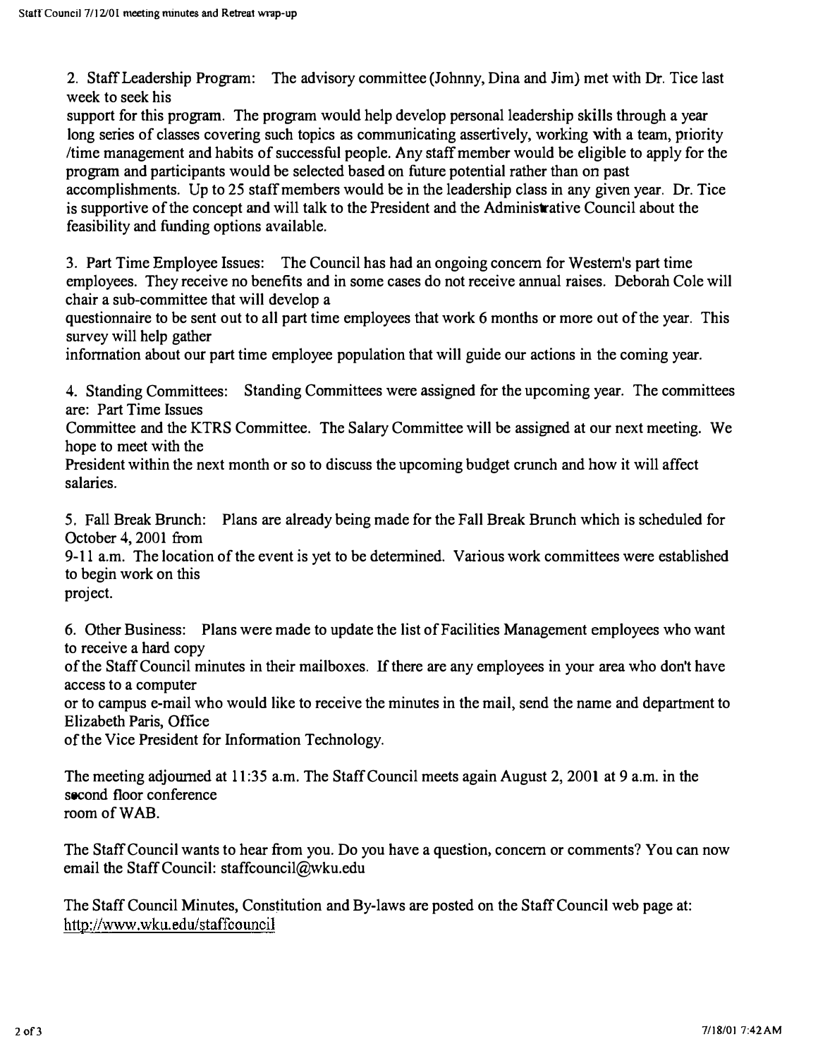2. Staff Leadership Program: The advisory committee (Johnny, Dina and Jim) met with Dr. Tice last week to seek his support for this program. The program would help develop personal leadership skills through a year long series of classes covering such topics as communicating assertively, working with a team, priority /time management and habits of successful people. Any staff member would be eligible to apply for the program and participants would be selected based on future potential rather than on past accomplishments. Up to 25 staff members would be in the leadership class in any given year. Dr. Tice is supportive of the concept and will talk to the President and the Administrative Council about the feasibility and funding options available.

3. Part Time Employee Issues: The Council has had an ongoing concern for Western's part time employees. They receive no benefits and in some cases do not receive annual raises. Deborah Cole will chair a sub-committee that will develop a questionnaire to be sent out to all part time employees that work 6 months or more out of the year. This survey will help gather information about our part time employee population that will guide our actions in the coming year.

4. Standing Committees: Standing Committees were assigned for the upcoming year. The committees are: Part Time Issues Committee and the KTRS Committee. The Salary Committee will be assigned at our next meeting. We hope to meet with the President within the next month or so to discuss the upcoming budget crunch and how it will affect salaries.

5. Fall Break Brunch: Plans are already being made for the Fall Break Brunch which is scheduled for October 4, 2001 from 9-11 a.m. The location of the event is yet to be determined. Various work committees were established to begin work on this project.

6. Other Business: Plans were made to update the list of Facilities Management employees who want to receive a hard copy of the Staff Council minutes in their mailboxes. If there are any employees in your area who don't have access to a computer or to campus e-mail who would like to receive the minutes in the mail, send the name and department to Elizabeth Paris, Office of the Vice President for Information Technology.

The meeting adjourned at 11:35 a.m. The Staff Council meets again August 2, 2001 at 9 a.m. in the second floor conference room of WAB.

The Staff Council wants to hear from you. Do you have a question, concern or comments? You can now email the Staff Council: staffcouncil@wku.edu

The Staff Council Minutes, Constitution and By-laws are posted on the Staff Council web page at: http://www.wku.edu/staffcouncil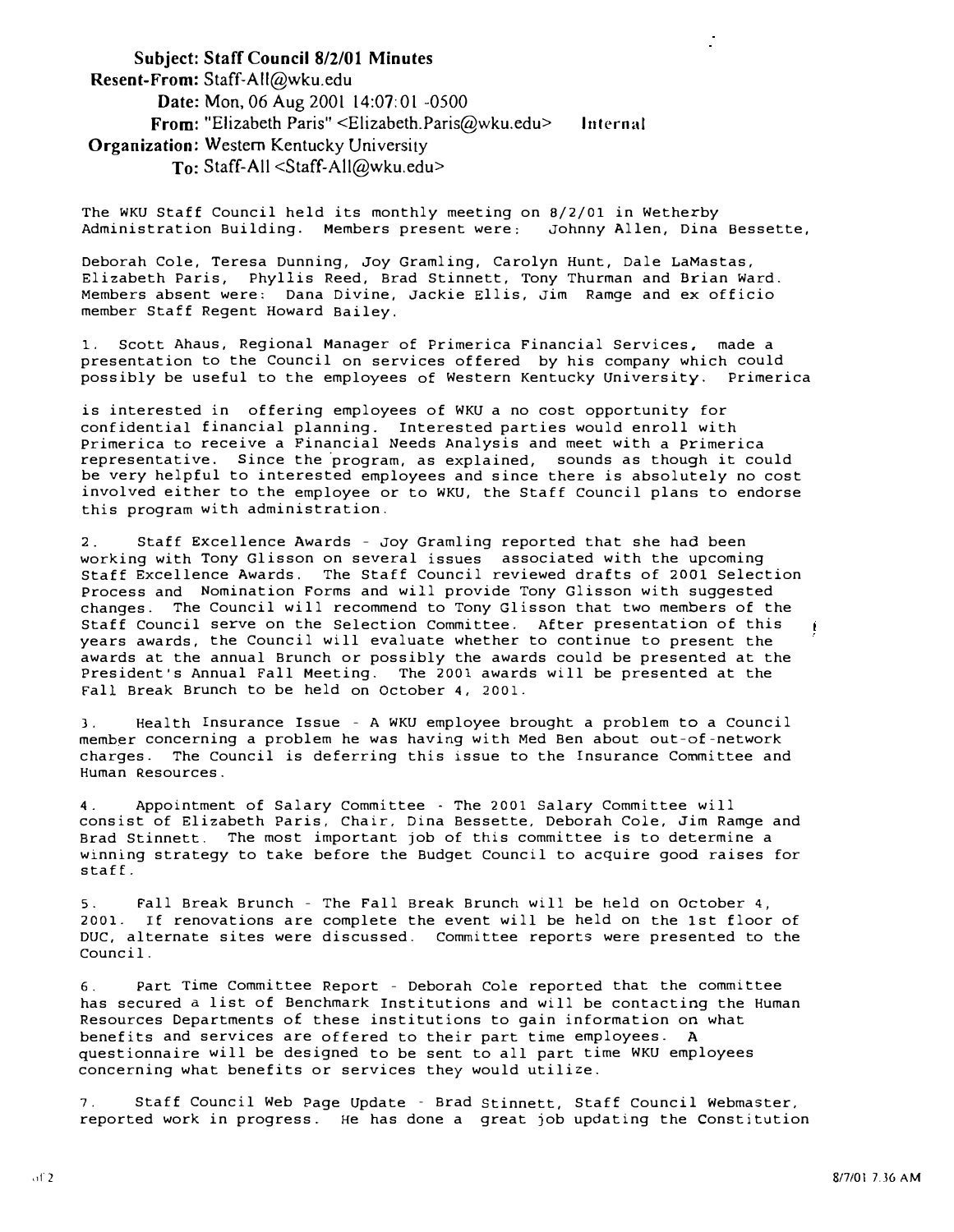**Subject: Staff Council 8/2/01 Minutes**
**Resent-From:** Staff-All@wku.edu
**Date:** Mon, 06 Aug 2001 14:07:01 -0500
**From:** "Elizabeth Paris" <Elizabeth.Paris@wku.edu> Internal
**Organization:** Western Kentucky University
**To:** Staff-All <Staff-All@wku.edu>

The WKU Staff Council held its monthly meeting on 8/2/01 in Wetherby Administration Building. Members present were: Johnny Allen, Dina Bessette, Deborah Cole, Teresa Dunning, Joy Gramling, Carolyn Hunt, Dale LaMastas, Elizabeth Paris, Phyllis Reed, Brad Stinnett, Tony Thurman and Brian Ward. Members absent were: Dana Divine, Jackie Ellis, Jim Ramge and ex officio member Staff Regent Howard Bailey.

1. Scott Ahaus, Regional Manager of Primerica Financial Services, made a presentation to the Council on services offered by his company which could possibly be useful to the employees of Western Kentucky University. Primerica is interested in offering employees of WKU a no cost opportunity for confidential financial planning. Interested parties would enroll with Primerica to receive a Financial Needs Analysis and meet with a Primerica representative. Since the program, as explained, sounds as though it could be very helpful to interested employees and since there is absolutely no cost involved either to the employee or to WKU, the Staff Council plans to endorse this program with administration.

2. Staff Excellence Awards - Joy Gramling reported that she had been working with Tony Glisson on several issues associated with the upcoming Staff Excellence Awards. The Staff Council reviewed drafts of 2001 Selection Process and Nomination Forms and will provide Tony Glisson with suggested changes. The Council will recommend to Tony Glisson that two members of the Staff Council serve on the Selection Committee. After presentation of this years awards, the Council will evaluate whether to continue to present the awards at the annual Brunch or possibly the awards could be presented at the President's Annual Fall Meeting. The 2001 awards will be presented at the Fall Break Brunch to be held on October 4, 2001.

3. Health Insurance Issue - A WKU employee brought a problem to a Council member concerning a problem he was having with Med Ben about out-of-network charges. The Council is deferring this issue to the Insurance Committee and Human Resources.

4. Appointment of Salary Committee - The 2001 Salary Committee will consist of Elizabeth Paris, Chair, Dina Bessette, Deborah Cole, Jim Ramge and Brad Stinnett. The most important job of this committee is to determine a winning strategy to take before the Budget Council to acquire good raises for staff.

5. Fall Break Brunch - The Fall Break Brunch will be held on October 4, 2001. If renovations are complete the event will be held on the 1st floor of DUC, alternate sites were discussed. Committee reports were presented to the Council.

6. Part Time Committee Report - Deborah Cole reported that the committee has secured a list of Benchmark Institutions and will be contacting the Human Resources Departments of these institutions to gain information on what benefits and services are offered to their part time employees. A questionnaire will be designed to be sent to all part time WKU employees concerning what benefits or services they would utilize.

7. Staff Council Web Page Update - Brad Stinnett, Staff Council Webmaster, reported work in progress. He has done a great job updating the Constitution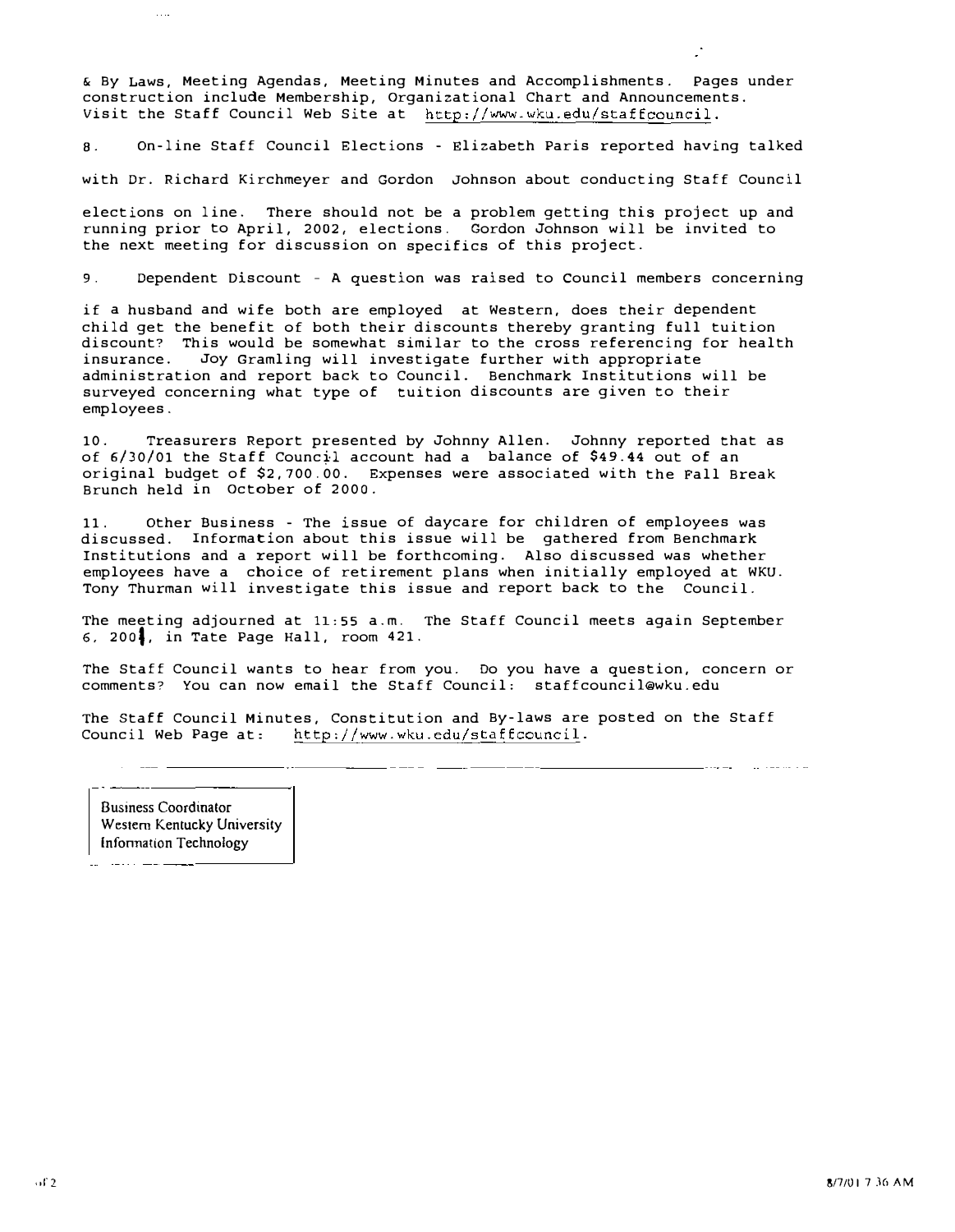& By Laws, Meeting Agendas, Meeting Minutes and Accomplishments. Pages under construction include Membership, Organizational Chart and Announcements. Visit the Staff Council Web Site at http://www.wku.edu/staffcouncil.

8. On-line Staff Council Elections - Elizabeth Paris reported having talked with Dr. Richard Kirchmeyer and Gordon Johnson about conducting Staff Council elections on line. There should not be a problem getting this project up and running prior to April, 2002, elections. Gordon Johnson will be invited to the next meeting for discussion on specifics of this project.

9. Dependent Discount - A question was raised to Council members concerning if a husband and wife both are employed at Western, does their dependent child get the benefit of both their discounts thereby granting full tuition discount? This would be somewhat similar to the cross referencing for health insurance. Joy Gramling will investigate further with appropriate administration and report back to Council. Benchmark Institutions will be surveyed concerning what type of tuition discounts are given to their employees.

10. Treasurers Report presented by Johnny Allen. Johnny reported that as of 6/30/01 the Staff Council account had a balance of $49.44 out of an original budget of $2,700.00. Expenses were associated with the Fall Break Brunch held in October of 2000.

11. Other Business - The issue of daycare for children of employees was discussed. Information about this issue will be gathered from Benchmark Institutions and a report will be forthcoming. Also discussed was whether employees have a choice of retirement plans when initially employed at WKU. Tony Thurman will investigate this issue and report back to the Council.

The meeting adjourned at 11:55 a.m. The Staff Council meets again September 6, 2001, in Tate Page Hall, room 421.

The Staff Council wants to hear from you. Do you have a question, concern or comments? You can now email the Staff Council: staffcouncil@wku.edu

The Staff Council Minutes, Constitution and By-laws are posted on the Staff Council Web Page at: http://www.wku.edu/staffcouncil.

---

Business Coordinator
Western Kentucky University
Information Technology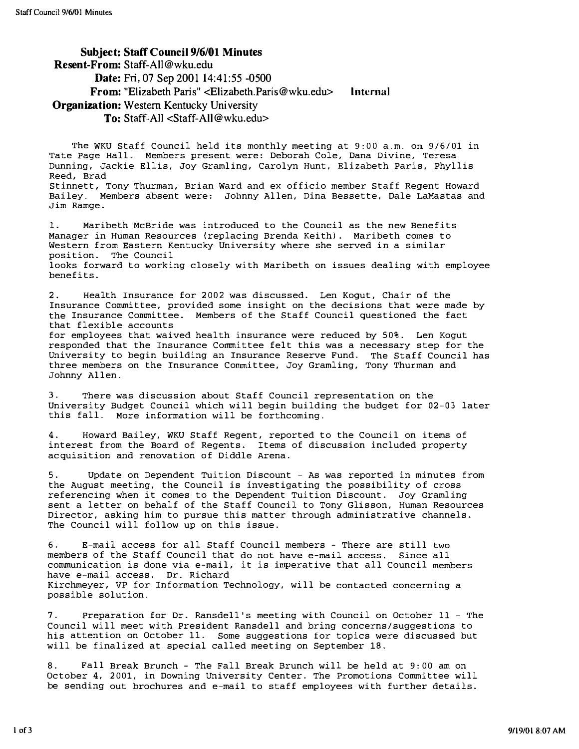**Subject:** Staff Council 9/6/01 Minutes
**Resent-From:** Staff-All@wku.edu
**Date:** Fri, 07 Sep 2001 14:41:55 -0500
**From:** "Elizabeth Paris" <Elizabeth.Paris@wku.edu> **Internal**
**Organization:** Western Kentucky University
**To:** Staff-All <Staff-All@wku.edu>

The WKU Staff Council held its monthly meeting at 9:00 a.m. on 9/6/01 in Tate Page Hall. Members present were: Deborah Cole, Dana Divine, Teresa Dunning, Jackie Ellis, Joy Gramling, Carolyn Hunt, Elizabeth Paris, Phyllis Reed, Brad Stinnett, Tony Thurman, Brian Ward and ex officio member Staff Regent Howard Bailey. Members absent were: Johnny Allen, Dina Bessette, Dale LaMastas and Jim Ramge.

1. Maribeth McBride was introduced to the Council as the new Benefits Manager in Human Resources (replacing Brenda Keith). Maribeth comes to Western from Eastern Kentucky University where she served in a similar position. The Council looks forward to working closely with Maribeth on issues dealing with employee benefits.

2. Health Insurance for 2002 was discussed. Len Kogut, Chair of the Insurance Committee, provided some insight on the decisions that were made by the Insurance Committee. Members of the Staff Council questioned the fact that flexible accounts for employees that waived health insurance were reduced by 50%. Len Kogut responded that the Insurance Committee felt this was a necessary step for the University to begin building an Insurance Reserve Fund. The Staff Council has three members on the Insurance Committee, Joy Gramling, Tony Thurman and Johnny Allen.

3. There was discussion about Staff Council representation on the University Budget Council which will begin building the budget for 02-03 later this fall. More information will be forthcoming.

4. Howard Bailey, WKU Staff Regent, reported to the Council on items of interest from the Board of Regents. Items of discussion included property acquisition and renovation of Diddle Arena.

5. Update on Dependent Tuition Discount - As was reported in minutes from the August meeting, the Council is investigating the possibility of cross referencing when it comes to the Dependent Tuition Discount. Joy Gramling sent a letter on behalf of the Staff Council to Tony Glisson, Human Resources Director, asking him to pursue this matter through administrative channels. The Council will follow up on this issue.

6. E-mail access for all Staff Council members - There are still two members of the Staff Council that do not have e-mail access. Since all communication is done via e-mail, it is imperative that all Council members have e-mail access. Dr. Richard Kirchmeyer, VP for Information Technology, will be contacted concerning a possible solution.

7. Preparation for Dr. Ransdell's meeting with Council on October 11 - The Council will meet with President Ransdell and bring concerns/suggestions to his attention on October 11. Some suggestions for topics were discussed but will be finalized at special called meeting on September 18.

8. Fall Break Brunch - The Fall Break Brunch will be held at 9:00 am on October 4, 2001, in Downing University Center. The Promotions Committee will be sending out brochures and e-mail to staff employees with further details.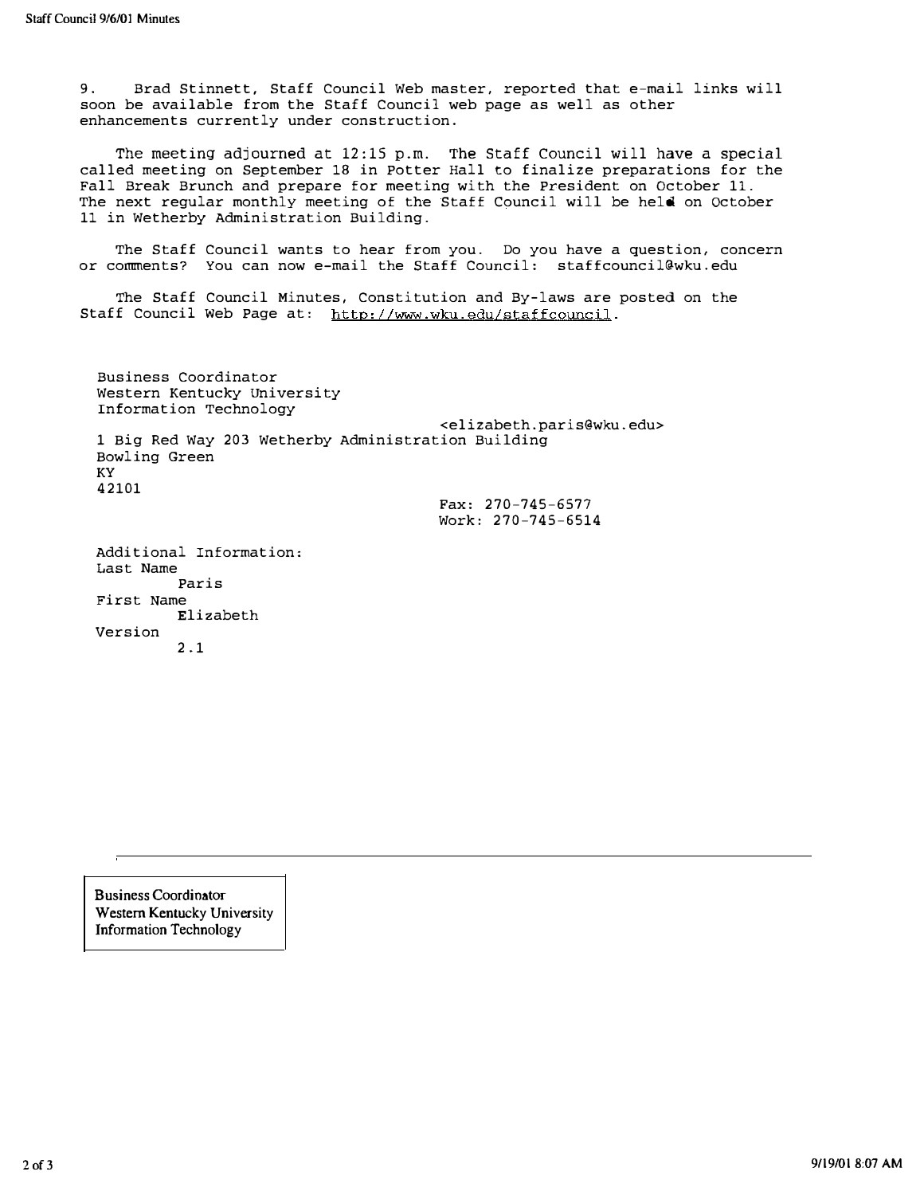9. Brad Stinnett, Staff Council Web master, reported that e-mail links will soon be available from the Staff Council web page as well as other enhancements currently under construction.

The meeting adjourned at 12:15 p.m. The Staff Council will have a special called meeting on September 18 in Potter Hall to finalize preparations for the Fall Break Brunch and prepare for meeting with the President on October 11. The next regular monthly meeting of the Staff Council will be held on October 11 in Wetherby Administration Building.

The Staff Council wants to hear from you. Do you have a question, concern or comments? You can now e-mail the Staff Council: staffcouncil@wku.edu

The Staff Council Minutes, Constitution and By-laws are posted on the Staff Council Web Page at: http://www.wku.edu/staffcouncil.

Business Coordinator
Western Kentucky University
Information Technology
<elizabeth.paris@wku.edu>
1 Big Red Way 203 Wetherby Administration Building
Bowling Green
KY
42101
Fax: 270-745-6577
Work: 270-745-6514

Additional Information:
Last Name
Paris
First Name
Elizabeth
Version
2.1

---

Business Coordinator
Western Kentucky University
Information Technology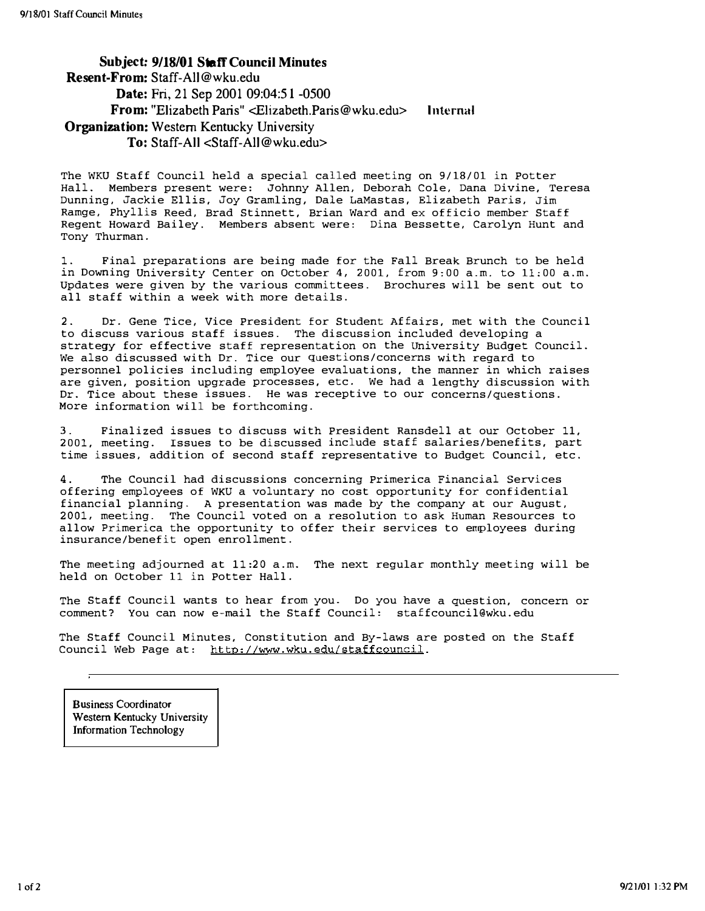**Subject:** 9/18/01 Staff Council Minutes
**Resent-From:** Staff-All@wku.edu
**Date:** Fri, 21 Sep 2001 09:04:51 -0500
**From:** "Elizabeth Paris" <Elizabeth.Paris@wku.edu> Internal
**Organization:** Western Kentucky University
**To:** Staff-All <Staff-All@wku.edu>

The WKU Staff Council held a special called meeting on 9/18/01 in Potter Hall. Members present were: Johnny Allen, Deborah Cole, Dana Divine, Teresa Dunning, Jackie Ellis, Joy Gramling, Dale LaMastas, Elizabeth Paris, Jim Ramge, Phyllis Reed, Brad Stinnett, Brian Ward and ex officio member Staff Regent Howard Bailey. Members absent were: Dina Bessette, Carolyn Hunt and Tony Thurman.

1. Final preparations are being made for the Fall Break Brunch to be held in Downing University Center on October 4, 2001, from 9:00 a.m. to 11:00 a.m. Updates were given by the various committees. Brochures will be sent out to all staff within a week with more details.

2. Dr. Gene Tice, Vice President for Student Affairs, met with the Council to discuss various staff issues. The discussion included developing a strategy for effective staff representation on the University Budget Council. We also discussed with Dr. Tice our questions/concerns with regard to personnel policies including employee evaluations, the manner in which raises are given, position upgrade processes, etc. We had a lengthy discussion with Dr. Tice about these issues. He was receptive to our concerns/questions. More information will be forthcoming.

3. Finalized issues to discuss with President Ransdell at our October 11, 2001, meeting. Issues to be discussed include staff salaries/benefits, part time issues, addition of second staff representative to Budget Council, etc.

4. The Council had discussions concerning Primerica Financial Services offering employees of WKU a voluntary no cost opportunity for confidential financial planning. A presentation was made by the company at our August, 2001, meeting. The Council voted on a resolution to ask Human Resources to allow Primerica the opportunity to offer their services to employees during insurance/benefit open enrollment.

The meeting adjourned at 11:20 a.m. The next regular monthly meeting will be held on October 11 in Potter Hall.

The Staff Council wants to hear from you. Do you have a question, concern or comment? You can now e-mail the Staff Council: staffcouncil@wku.edu

The Staff Council Minutes, Constitution and By-laws are posted on the Staff Council Web Page at: http://www.wku.edu/staffcouncil.

---

Business Coordinator
Western Kentucky University
Information Technology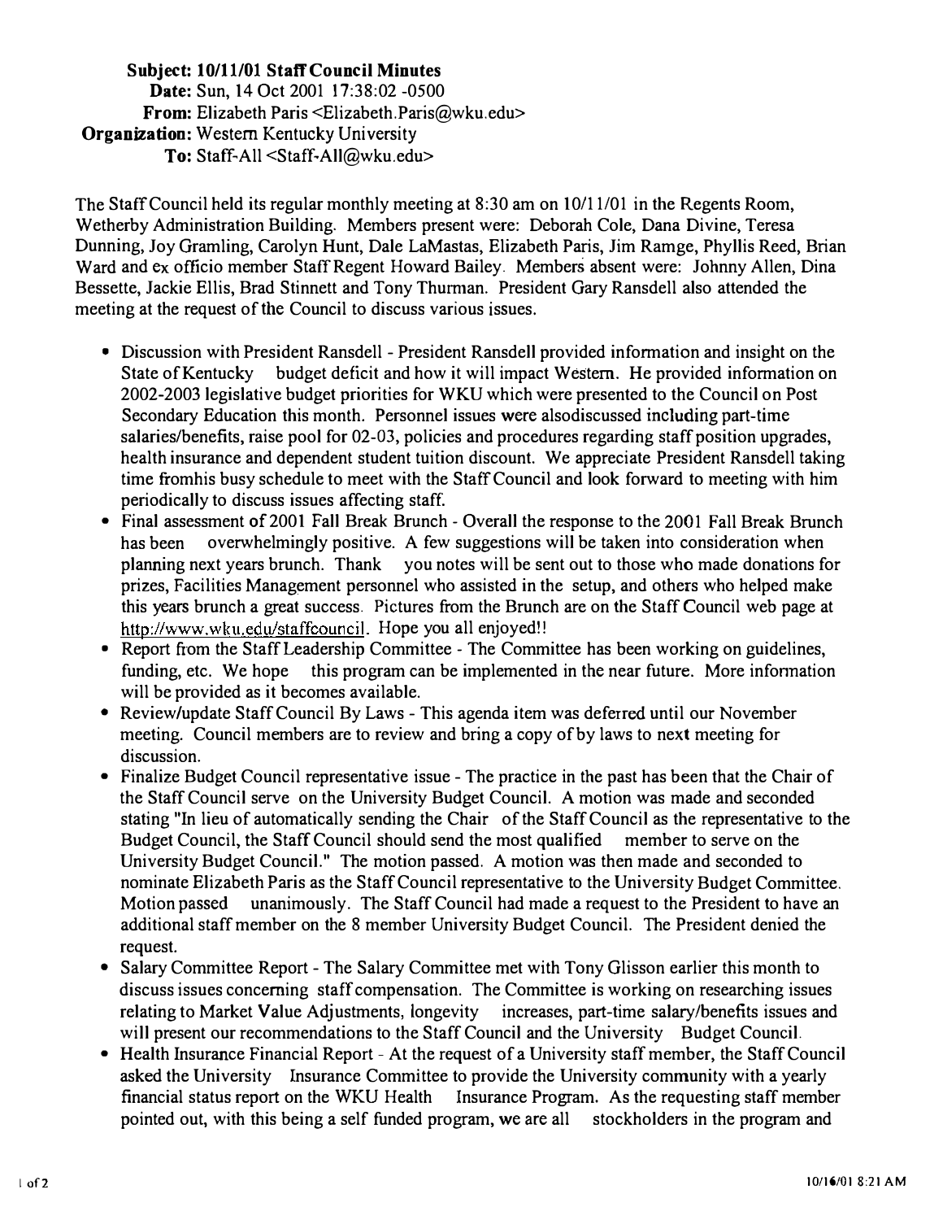**Subject: 10/11/01 Staff Council Minutes**
**Date:** Sun, 14 Oct 2001 17:38:02 -0500
**From:** Elizabeth Paris <Elizabeth.Paris@wku.edu>
**Organization:** Western Kentucky University
**To:** Staff-All <Staff-All@wku.edu>

The Staff Council held its regular monthly meeting at 8:30 am on 10/11/01 in the Regents Room, Wetherby Administration Building. Members present were: Deborah Cole, Dana Divine, Teresa Dunning, Joy Gramling, Carolyn Hunt, Dale LaMastas, Elizabeth Paris, Jim Ramge, Phyllis Reed, Brian Ward and ex officio member Staff Regent Howard Bailey. Members absent were: Johnny Allen, Dina Bessette, Jackie Ellis, Brad Stinnett and Tony Thurman. President Gary Ransdell also attended the meeting at the request of the Council to discuss various issues.

- Discussion with President Ransdell - President Ransdell provided information and insight on the State of Kentucky budget deficit and how it will impact Western. He provided information on 2002-2003 legislative budget priorities for WKU which were presented to the Council on Post Secondary Education this month. Personnel issues were alsodiscussed including part-time salaries/benefits, raise pool for 02-03, policies and procedures regarding staff position upgrades, health insurance and dependent student tuition discount. We appreciate President Ransdell taking time fromhis busy schedule to meet with the Staff Council and look forward to meeting with him periodically to discuss issues affecting staff.
- Final assessment of 2001 Fall Break Brunch - Overall the response to the 2001 Fall Break Brunch has been overwhelmingly positive. A few suggestions will be taken into consideration when planning next years brunch. Thank you notes will be sent out to those who made donations for prizes, Facilities Management personnel who assisted in the setup, and others who helped make this years brunch a great success. Pictures from the Brunch are on the Staff Council web page at http://www.wku.edu/staffcouncil. Hope you all enjoyed!!
- Report from the Staff Leadership Committee - The Committee has been working on guidelines, funding, etc. We hope this program can be implemented in the near future. More information will be provided as it becomes available.
- Review/update Staff Council By Laws - This agenda item was deferred until our November meeting. Council members are to review and bring a copy of by laws to next meeting for discussion.
- Finalize Budget Council representative issue - The practice in the past has been that the Chair of the Staff Council serve on the University Budget Council. A motion was made and seconded stating "In lieu of automatically sending the Chair of the Staff Council as the representative to the Budget Council, the Staff Council should send the most qualified member to serve on the University Budget Council." The motion passed. A motion was then made and seconded to nominate Elizabeth Paris as the Staff Council representative to the University Budget Committee. Motion passed unanimously. The Staff Council had made a request to the President to have an additional staff member on the 8 member University Budget Council. The President denied the request.
- Salary Committee Report - The Salary Committee met with Tony Glisson earlier this month to discuss issues concerning staff compensation. The Committee is working on researching issues relating to Market Value Adjustments, longevity increases, part-time salary/benefits issues and will present our recommendations to the Staff Council and the University Budget Council.
- Health Insurance Financial Report - At the request of a University staff member, the Staff Council asked the University Insurance Committee to provide the University community with a yearly financial status report on the WKU Health Insurance Program. As the requesting staff member pointed out, with this being a self funded program, we are all stockholders in the program and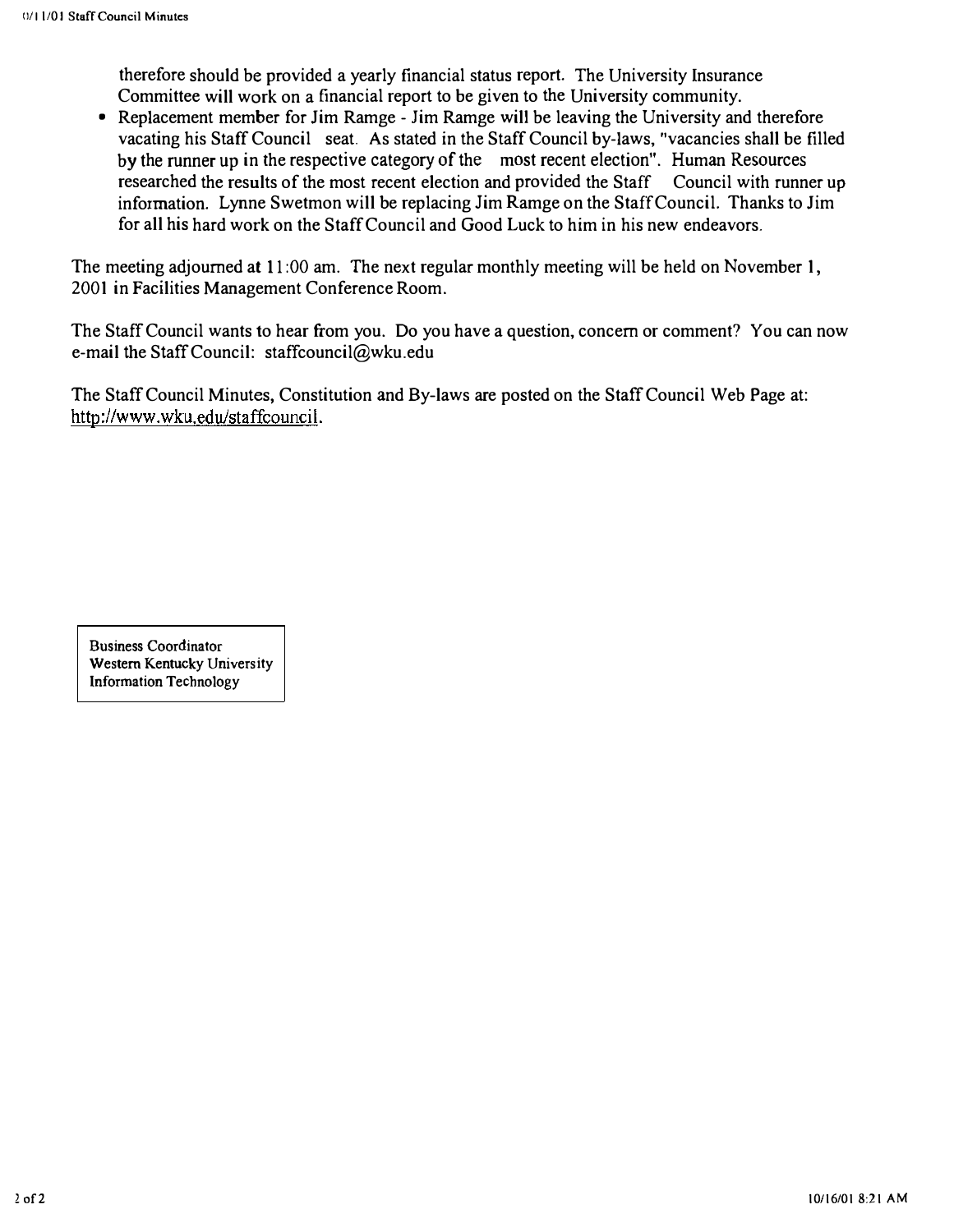therefore should be provided a yearly financial status report. The University Insurance Committee will work on a financial report to be given to the University community.

- Replacement member for Jim Ramge - Jim Ramge will be leaving the University and therefore vacating his Staff Council seat. As stated in the Staff Council by-laws, "vacancies shall be filled by the runner up in the respective category of the most recent election". Human Resources researched the results of the most recent election and provided the Staff Council with runner up information. Lynne Swetmon will be replacing Jim Ramge on the Staff Council. Thanks to Jim for all his hard work on the Staff Council and Good Luck to him in his new endeavors.

The meeting adjourned at 11:00 am. The next regular monthly meeting will be held on November 1, 2001 in Facilities Management Conference Room.

The Staff Council wants to hear from you. Do you have a question, concern or comment? You can now e-mail the Staff Council: staffcouncil@wku.edu

The Staff Council Minutes, Constitution and By-laws are posted on the Staff Council Web Page at: http://www.wku.edu/staffcouncil.

Business Coordinator
Western Kentucky University
Information Technology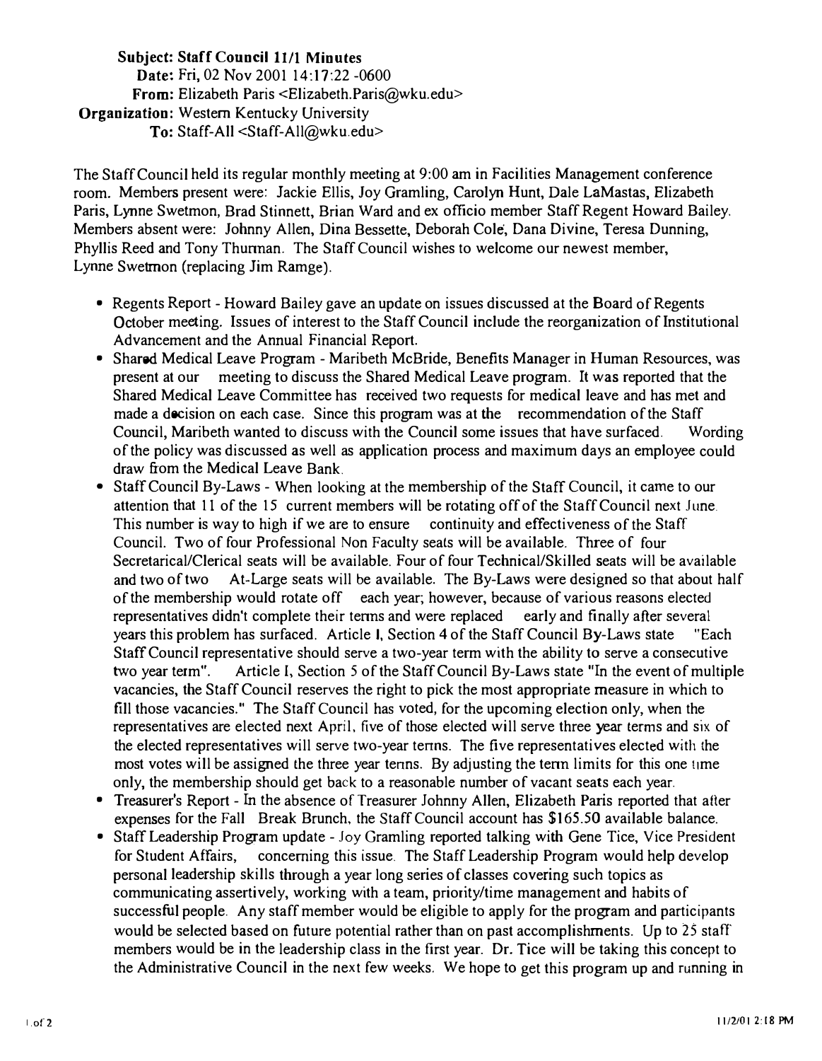**Subject:** Staff Council 11/1 Minutes
**Date:** Fri, 02 Nov 2001 14:17:22 -0600
**From:** Elizabeth Paris <Elizabeth.Paris@wku.edu>
**Organization:** Western Kentucky University
**To:** Staff-All <Staff-All@wku.edu>

The Staff Council held its regular monthly meeting at 9:00 am in Facilities Management conference room. Members present were: Jackie Ellis, Joy Gramling, Carolyn Hunt, Dale LaMastas, Elizabeth Paris, Lynne Swetmon, Brad Stinnett, Brian Ward and ex officio member Staff Regent Howard Bailey. Members absent were: Johnny Allen, Dina Bessette, Deborah Cole, Dana Divine, Teresa Dunning, Phyllis Reed and Tony Thurman. The Staff Council wishes to welcome our newest member, Lynne Swetmon (replacing Jim Ramge).

- Regents Report - Howard Bailey gave an update on issues discussed at the Board of Regents October meeting. Issues of interest to the Staff Council include the reorganization of Institutional Advancement and the Annual Financial Report.
- Shared Medical Leave Program - Maribeth McBride, Benefits Manager in Human Resources, was present at our meeting to discuss the Shared Medical Leave program. It was reported that the Shared Medical Leave Committee has received two requests for medical leave and has met and made a decision on each case. Since this program was at the recommendation of the Staff Council, Maribeth wanted to discuss with the Council some issues that have surfaced. Wording of the policy was discussed as well as application process and maximum days an employee could draw from the Medical Leave Bank.
- Staff Council By-Laws - When looking at the membership of the Staff Council, it came to our attention that 11 of the 15 current members will be rotating off of the Staff Council next June. This number is way to high if we are to ensure continuity and effectiveness of the Staff Council. Two of four Professional Non Faculty seats will be available. Three of four Secretarical/Clerical seats will be available. Four of four Technical/Skilled seats will be available and two of two At-Large seats will be available. The By-Laws were designed so that about half of the membership would rotate off each year; however, because of various reasons elected representatives didn't complete their terms and were replaced early and finally after several years this problem has surfaced. Article I, Section 4 of the Staff Council By-Laws state "Each Staff Council representative should serve a two-year term with the ability to serve a consecutive two year term". Article I, Section 5 of the Staff Council By-Laws state "In the event of multiple vacancies, the Staff Council reserves the right to pick the most appropriate measure in which to fill those vacancies." The Staff Council has voted, for the upcoming election only, when the representatives are elected next April, five of those elected will serve three year terms and six of the elected representatives will serve two-year terms. The five representatives elected with the most votes will be assigned the three year terms. By adjusting the term limits for this one time only, the membership should get back to a reasonable number of vacant seats each year.
- Treasurer's Report - In the absence of Treasurer Johnny Allen, Elizabeth Paris reported that after expenses for the Fall Break Brunch, the Staff Council account has $165.50 available balance.
- Staff Leadership Program update - Joy Gramling reported talking with Gene Tice, Vice President for Student Affairs, concerning this issue. The Staff Leadership Program would help develop personal leadership skills through a year long series of classes covering such topics as communicating assertively, working with a team, priority/time management and habits of successful people. Any staff member would be eligible to apply for the program and participants would be selected based on future potential rather than on past accomplishments. Up to 25 staff members would be in the leadership class in the first year. Dr. Tice will be taking this concept to the Administrative Council in the next few weeks. We hope to get this program up and running in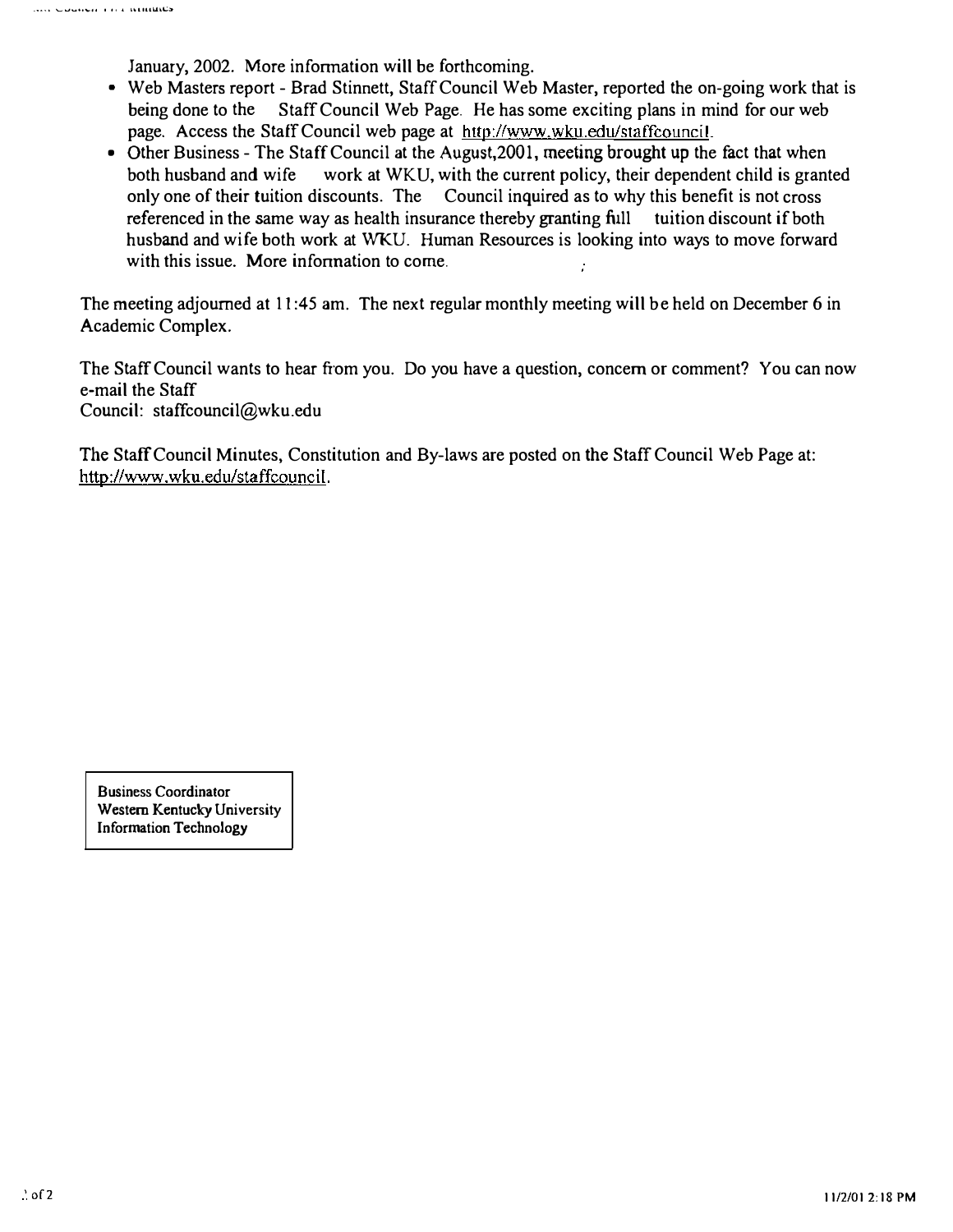January, 2002. More information will be forthcoming.

- Web Masters report - Brad Stinnett, Staff Council Web Master, reported the on-going work that is being done to the Staff Council Web Page. He has some exciting plans in mind for our web page. Access the Staff Council web page at http://www.wku.edu/staffcouncil.
- Other Business - The Staff Council at the August,2001, meeting brought up the fact that when both husband and wife work at WKU, with the current policy, their dependent child is granted only one of their tuition discounts. The Council inquired as to why this benefit is not cross referenced in the same way as health insurance thereby granting full tuition discount if both husband and wife both work at WKU. Human Resources is looking into ways to move forward with this issue. More information to come.

The meeting adjourned at 11:45 am. The next regular monthly meeting will be held on December 6 in Academic Complex.

The Staff Council wants to hear from you. Do you have a question, concern or comment? You can now e-mail the Staff Council: staffcouncil@wku.edu

The Staff Council Minutes, Constitution and By-laws are posted on the Staff Council Web Page at: http://www.wku.edu/staffcouncil.

Business Coordinator
Western Kentucky University
Information Technology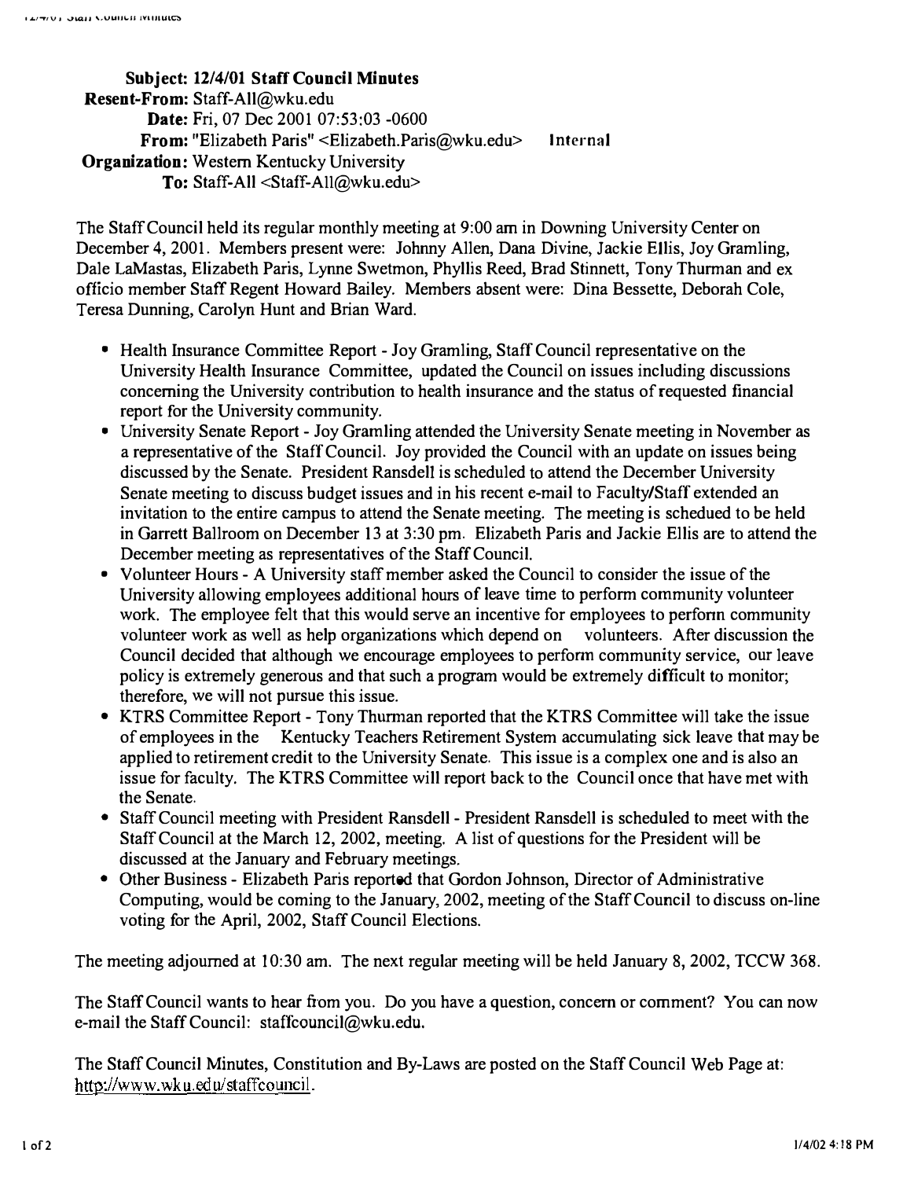**Subject:** **12/4/01 Staff Council Minutes**
**Resent-From:** Staff-All@wku.edu
**Date:** Fri, 07 Dec 2001 07:53:03 -0600
**From:** "Elizabeth Paris" <Elizabeth.Paris@wku.edu> Internal
**Organization:** Western Kentucky University
**To:** Staff-All <Staff-All@wku.edu>

The Staff Council held its regular monthly meeting at 9:00 am in Downing University Center on December 4, 2001. Members present were: Johnny Allen, Dana Divine, Jackie Ellis, Joy Gramling, Dale LaMastas, Elizabeth Paris, Lynne Swetmon, Phyllis Reed, Brad Stinnett, Tony Thurman and ex officio member Staff Regent Howard Bailey. Members absent were: Dina Bessette, Deborah Cole, Teresa Dunning, Carolyn Hunt and Brian Ward.

- Health Insurance Committee Report - Joy Gramling, Staff Council representative on the University Health Insurance Committee, updated the Council on issues including discussions concerning the University contribution to health insurance and the status of requested financial report for the University community.
- University Senate Report - Joy Gramling attended the University Senate meeting in November as a representative of the Staff Council. Joy provided the Council with an update on issues being discussed by the Senate. President Ransdell is scheduled to attend the December University Senate meeting to discuss budget issues and in his recent e-mail to Faculty/Staff extended an invitation to the entire campus to attend the Senate meeting. The meeting is schedued to be held in Garrett Ballroom on December 13 at 3:30 pm. Elizabeth Paris and Jackie Ellis are to attend the December meeting as representatives of the Staff Council.
- Volunteer Hours - A University staff member asked the Council to consider the issue of the University allowing employees additional hours of leave time to perform community volunteer work. The employee felt that this would serve an incentive for employees to perform community volunteer work as well as help organizations which depend on volunteers. After discussion the Council decided that although we encourage employees to perform community service, our leave policy is extremely generous and that such a program would be extremely difficult to monitor; therefore, we will not pursue this issue.
- KTRS Committee Report - Tony Thurman reported that the KTRS Committee will take the issue of employees in the Kentucky Teachers Retirement System accumulating sick leave that may be applied to retirement credit to the University Senate. This issue is a complex one and is also an issue for faculty. The KTRS Committee will report back to the Council once that have met with the Senate.
- Staff Council meeting with President Ransdell - President Ransdell is scheduled to meet with the Staff Council at the March 12, 2002, meeting. A list of questions for the President will be discussed at the January and February meetings.
- Other Business - Elizabeth Paris reported that Gordon Johnson, Director of Administrative Computing, would be coming to the January, 2002, meeting of the Staff Council to discuss on-line voting for the April, 2002, Staff Council Elections.

The meeting adjourned at 10:30 am. The next regular meeting will be held January 8, 2002, TCCW 368.

The Staff Council wants to hear from you. Do you have a question, concern or comment? You can now e-mail the Staff Council: staffcouncil@wku.edu.

The Staff Council Minutes, Constitution and By-Laws are posted on the Staff Council Web Page at: http://www.wku.edu/staffcouncil.